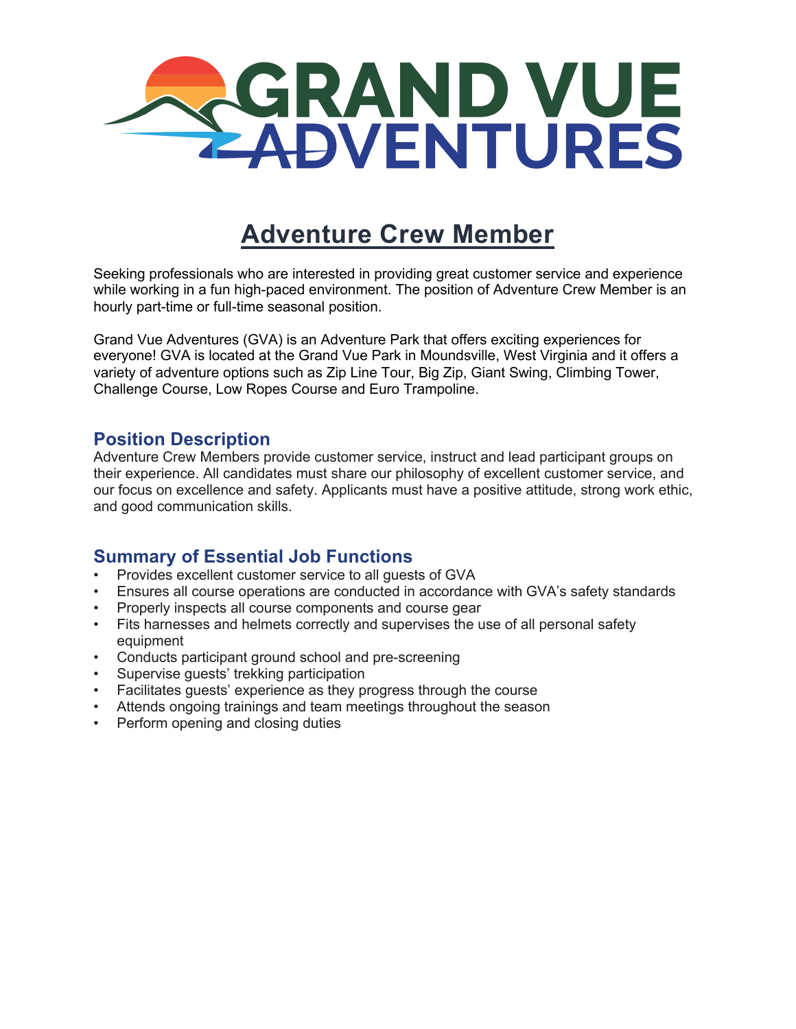# Adventure Crew Member

Seeking professionals who are interested in providing great customer service and experience while working in a fun high-paced environment. The position of Adventure Crew Member is an hourly part-time or full-time seasonal position.

Grand Vue Adventures (GVA) is an Adventure Park that offers exciting experiences for everyone! GVA is located at the Grand Vue Park in Moundsville, West Virginia and it offers a variety of adventure options such as Zip Line Tour, Big Zip, Giant Swing, Climbing Tower, Challenge Course, Low Ropes Course and Euro Trampoline.

## Position Description

Adventure Crew Members provide customer service, instruct and lead participant groups on their experience. All candidates must share our philosophy of excellent customer service, and our focus on excellence and safety. Applicants must have a positive attitude, strong work ethic, and good communication skills.

## Summary of Essential Job Functions

- Provides excellent customer service to all guests of GVA
- Ensures all course operations are conducted in accordance with GVA's safety standards
- Properly inspects all course components and course gear
- Fits harnesses and helmets correctly and supervises the use of all personal safety equipment
- Conducts participant ground school and pre-screening
- Supervise guests' trekking participation
- Facilitates guests' experience as they progress through the course
- Attends ongoing trainings and team meetings throughout the season
- Perform opening and closing duties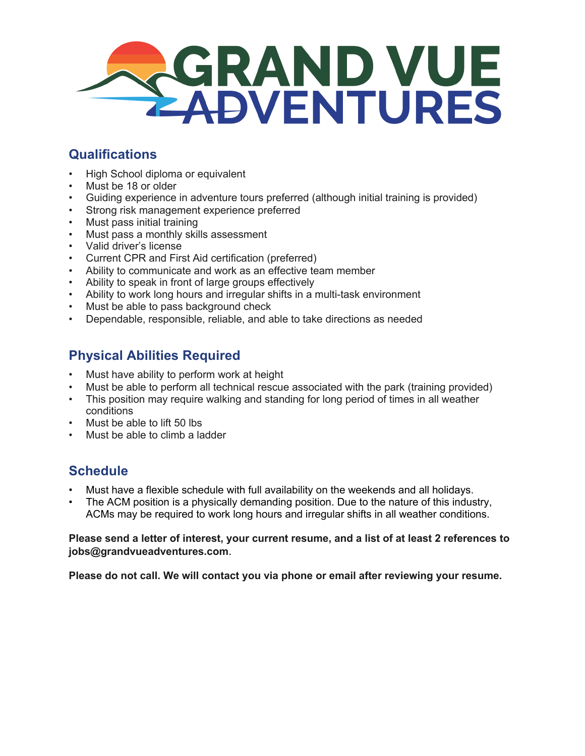GRAND VUE ADVENTURES

## Qualifications

- High School diploma or equivalent
- Must be 18 or older
- Guiding experience in adventure tours preferred (although initial training is provided)
- Strong risk management experience preferred
- Must pass initial training
- Must pass a monthly skills assessment
- Valid driver's license
- Current CPR and First Aid certification (preferred)
- Ability to communicate and work as an effective team member
- Ability to speak in front of large groups effectively
- Ability to work long hours and irregular shifts in a multi-task environment
- Must be able to pass background check
- Dependable, responsible, reliable, and able to take directions as needed

## Physical Abilities Required

- Must have ability to perform work at height
- Must be able to perform all technical rescue associated with the park (training provided)
- This position may require walking and standing for long period of times in all weather conditions
- Must be able to lift 50 lbs
- Must be able to climb a ladder

## Schedule

- Must have a flexible schedule with full availability on the weekends and all holidays.
- The ACM position is a physically demanding position. Due to the nature of this industry, ACMs may be required to work long hours and irregular shifts in all weather conditions.

**Please send a letter of interest, your current resume, and a list of at least 2 references to jobs@grandvueadventures.com**.

**Please do not call. We will contact you via phone or email after reviewing your resume.**